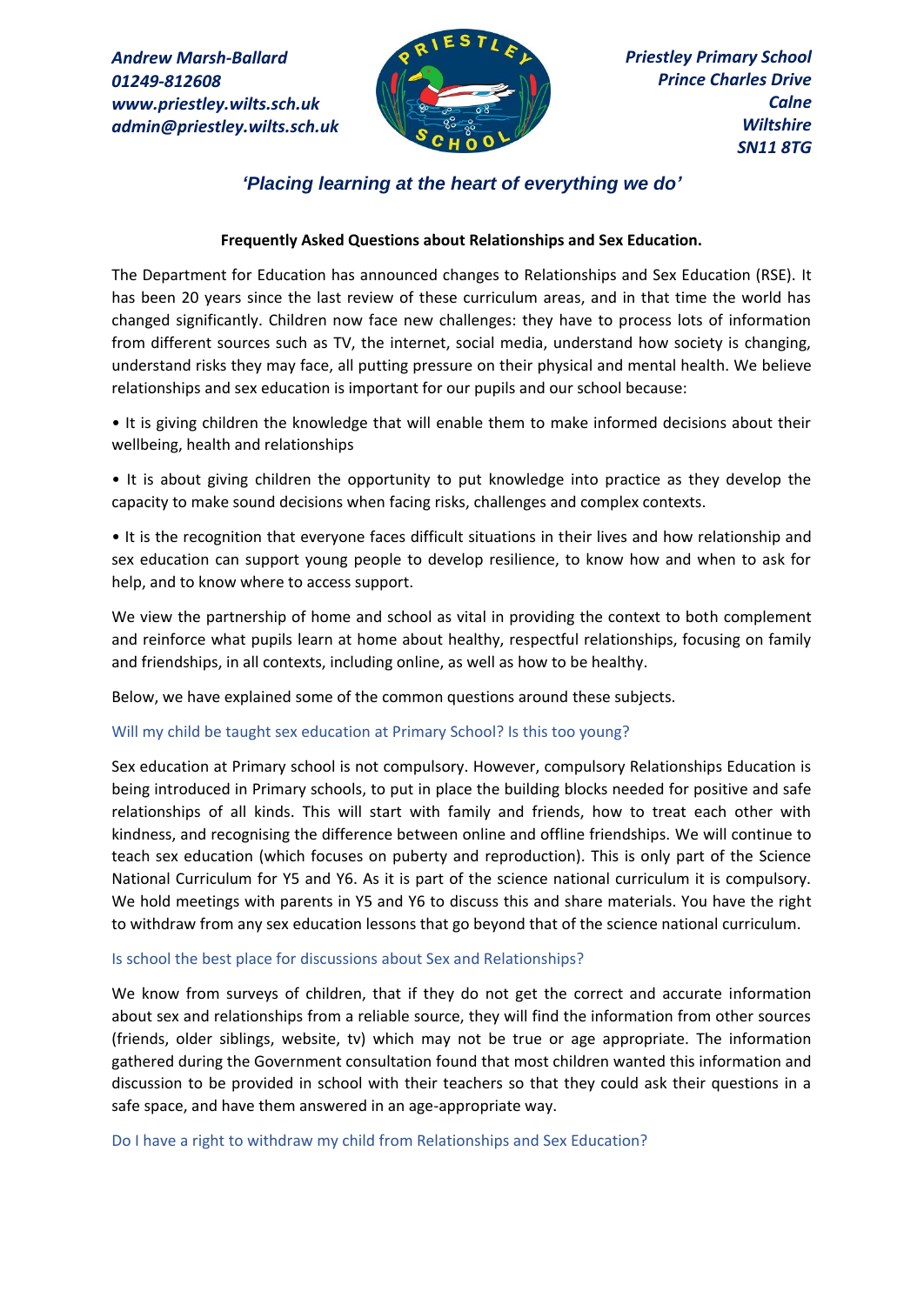*Andrew Marsh-Ballard*
*01249-812608*
*www.priestley.wilts.sch.uk*
*admin@priestley.wilts.sch.uk*

*Priestley Primary School*
*Prince Charles Drive*
*Calne*
*Wiltshire*
*SN11 8TG*

***'Placing learning at the heart of everything we do'***

**Frequently Asked Questions about Relationships and Sex Education.**

The Department for Education has announced changes to Relationships and Sex Education (RSE). It has been 20 years since the last review of these curriculum areas, and in that time the world has changed significantly. Children now face new challenges: they have to process lots of information from different sources such as TV, the internet, social media, understand how society is changing, understand risks they may face, all putting pressure on their physical and mental health. We believe relationships and sex education is important for our pupils and our school because:

- It is giving children the knowledge that will enable them to make informed decisions about their wellbeing, health and relationships
- It is about giving children the opportunity to put knowledge into practice as they develop the capacity to make sound decisions when facing risks, challenges and complex contexts.
- It is the recognition that everyone faces difficult situations in their lives and how relationship and sex education can support young people to develop resilience, to know how and when to ask for help, and to know where to access support.

We view the partnership of home and school as vital in providing the context to both complement and reinforce what pupils learn at home about healthy, respectful relationships, focusing on family and friendships, in all contexts, including online, as well as how to be healthy.

Below, we have explained some of the common questions around these subjects.

### Will my child be taught sex education at Primary School? Is this too young?

Sex education at Primary school is not compulsory. However, compulsory Relationships Education is being introduced in Primary schools, to put in place the building blocks needed for positive and safe relationships of all kinds. This will start with family and friends, how to treat each other with kindness, and recognising the difference between online and offline friendships. We will continue to teach sex education (which focuses on puberty and reproduction). This is only part of the Science National Curriculum for Y5 and Y6. As it is part of the science national curriculum it is compulsory. We hold meetings with parents in Y5 and Y6 to discuss this and share materials. You have the right to withdraw from any sex education lessons that go beyond that of the science national curriculum.

### Is school the best place for discussions about Sex and Relationships?

We know from surveys of children, that if they do not get the correct and accurate information about sex and relationships from a reliable source, they will find the information from other sources (friends, older siblings, website, tv) which may not be true or age appropriate. The information gathered during the Government consultation found that most children wanted this information and discussion to be provided in school with their teachers so that they could ask their questions in a safe space, and have them answered in an age-appropriate way.

### Do I have a right to withdraw my child from Relationships and Sex Education?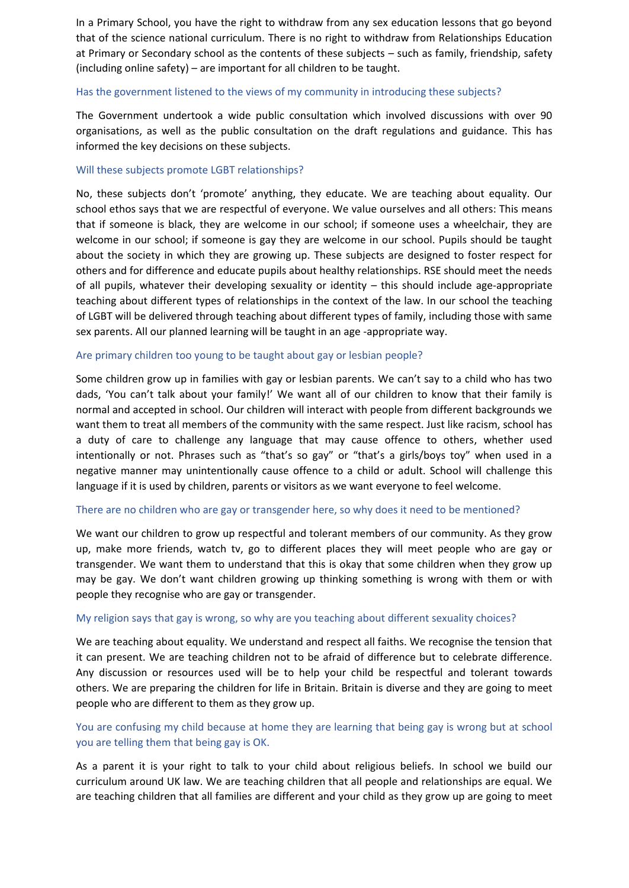In a Primary School, you have the right to withdraw from any sex education lessons that go beyond that of the science national curriculum. There is no right to withdraw from Relationships Education at Primary or Secondary school as the contents of these subjects – such as family, friendship, safety (including online safety) – are important for all children to be taught.

### Has the government listened to the views of my community in introducing these subjects?

The Government undertook a wide public consultation which involved discussions with over 90 organisations, as well as the public consultation on the draft regulations and guidance. This has informed the key decisions on these subjects.

### Will these subjects promote LGBT relationships?

No, these subjects don't 'promote' anything, they educate. We are teaching about equality. Our school ethos says that we are respectful of everyone. We value ourselves and all others: This means that if someone is black, they are welcome in our school; if someone uses a wheelchair, they are welcome in our school; if someone is gay they are welcome in our school. Pupils should be taught about the society in which they are growing up. These subjects are designed to foster respect for others and for difference and educate pupils about healthy relationships. RSE should meet the needs of all pupils, whatever their developing sexuality or identity – this should include age-appropriate teaching about different types of relationships in the context of the law. In our school the teaching of LGBT will be delivered through teaching about different types of family, including those with same sex parents. All our planned learning will be taught in an age -appropriate way.

### Are primary children too young to be taught about gay or lesbian people?

Some children grow up in families with gay or lesbian parents. We can't say to a child who has two dads, 'You can't talk about your family!' We want all of our children to know that their family is normal and accepted in school. Our children will interact with people from different backgrounds we want them to treat all members of the community with the same respect. Just like racism, school has a duty of care to challenge any language that may cause offence to others, whether used intentionally or not. Phrases such as "that's so gay" or "that's a girls/boys toy" when used in a negative manner may unintentionally cause offence to a child or adult. School will challenge this language if it is used by children, parents or visitors as we want everyone to feel welcome.

### There are no children who are gay or transgender here, so why does it need to be mentioned?

We want our children to grow up respectful and tolerant members of our community. As they grow up, make more friends, watch tv, go to different places they will meet people who are gay or transgender. We want them to understand that this is okay that some children when they grow up may be gay. We don't want children growing up thinking something is wrong with them or with people they recognise who are gay or transgender.

### My religion says that gay is wrong, so why are you teaching about different sexuality choices?

We are teaching about equality. We understand and respect all faiths. We recognise the tension that it can present. We are teaching children not to be afraid of difference but to celebrate difference. Any discussion or resources used will be to help your child be respectful and tolerant towards others. We are preparing the children for life in Britain. Britain is diverse and they are going to meet people who are different to them as they grow up.

### You are confusing my child because at home they are learning that being gay is wrong but at school you are telling them that being gay is OK.

As a parent it is your right to talk to your child about religious beliefs. In school we build our curriculum around UK law. We are teaching children that all people and relationships are equal. We are teaching children that all families are different and your child as they grow up are going to meet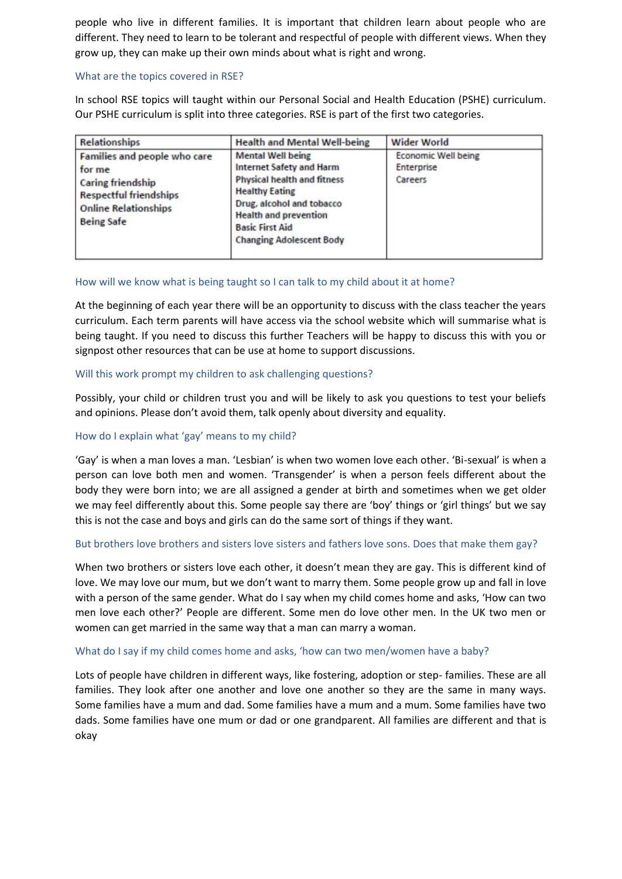people who live in different families. It is important that children learn about people who are different. They need to learn to be tolerant and respectful of people with different views. When they grow up, they can make up their own minds about what is right and wrong.

### What are the topics covered in RSE?

In school RSE topics will taught within our Personal Social and Health Education (PSHE) curriculum. Our PSHE curriculum is split into three categories. RSE is part of the first two categories.

| Relationships | Health and Mental Well-being | Wider World |
|---|---|---|
| Families and people who care for me<br>Caring friendship<br>Respectful friendships<br>Online Relationships<br>Being Safe | Mental Well being<br>Internet Safety and Harm<br>Physical health and fitness<br>Healthy Eating<br>Drug, alcohol and tobacco<br>Health and prevention<br>Basic First Aid<br>Changing Adolescent Body | Economic Well being<br>Enterprise<br>Careers |

### How will we know what is being taught so I can talk to my child about it at home?

At the beginning of each year there will be an opportunity to discuss with the class teacher the years curriculum. Each term parents will have access via the school website which will summarise what is being taught. If you need to discuss this further Teachers will be happy to discuss this with you or signpost other resources that can be use at home to support discussions.

### Will this work prompt my children to ask challenging questions?

Possibly, your child or children trust you and will be likely to ask you questions to test your beliefs and opinions. Please don't avoid them, talk openly about diversity and equality.

### How do I explain what 'gay' means to my child?

'Gay' is when a man loves a man. 'Lesbian' is when two women love each other. 'Bi-sexual' is when a person can love both men and women. 'Transgender' is when a person feels different about the body they were born into; we are all assigned a gender at birth and sometimes when we get older we may feel differently about this. Some people say there are 'boy' things or 'girl things' but we say this is not the case and boys and girls can do the same sort of things if they want.

### But brothers love brothers and sisters love sisters and fathers love sons. Does that make them gay?

When two brothers or sisters love each other, it doesn't mean they are gay. This is different kind of love. We may love our mum, but we don't want to marry them. Some people grow up and fall in love with a person of the same gender. What do I say when my child comes home and asks, 'How can two men love each other?' People are different. Some men do love other men. In the UK two men or women can get married in the same way that a man can marry a woman.

### What do I say if my child comes home and asks, 'how can two men/women have a baby?

Lots of people have children in different ways, like fostering, adoption or step- families. These are all families. They look after one another and love one another so they are the same in many ways. Some families have a mum and dad. Some families have a mum and a mum. Some families have two dads. Some families have one mum or dad or one grandparent. All families are different and that is okay